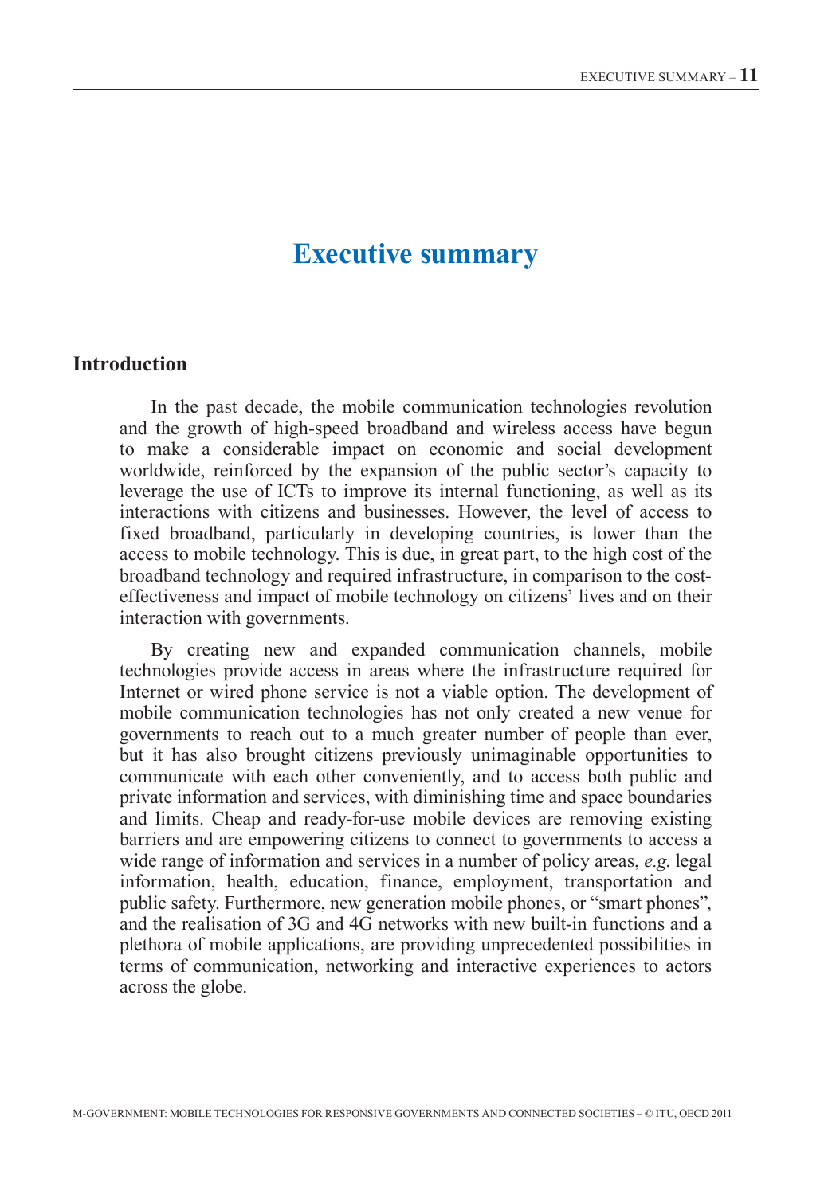# Executive summary

## Introduction

In the past decade, the mobile communication technologies revolution and the growth of high-speed broadband and wireless access have begun to make a considerable impact on economic and social development worldwide, reinforced by the expansion of the public sector's capacity to leverage the use of ICTs to improve its internal functioning, as well as its interactions with citizens and businesses. However, the level of access to fixed broadband, particularly in developing countries, is lower than the access to mobile technology. This is due, in great part, to the high cost of the broadband technology and required infrastructure, in comparison to the cost-effectiveness and impact of mobile technology on citizens' lives and on their interaction with governments.

By creating new and expanded communication channels, mobile technologies provide access in areas where the infrastructure required for Internet or wired phone service is not a viable option. The development of mobile communication technologies has not only created a new venue for governments to reach out to a much greater number of people than ever, but it has also brought citizens previously unimaginable opportunities to communicate with each other conveniently, and to access both public and private information and services, with diminishing time and space boundaries and limits. Cheap and ready-for-use mobile devices are removing existing barriers and are empowering citizens to connect to governments to access a wide range of information and services in a number of policy areas, *e.g.* legal information, health, education, finance, employment, transportation and public safety. Furthermore, new generation mobile phones, or "smart phones", and the realisation of 3G and 4G networks with new built-in functions and a plethora of mobile applications, are providing unprecedented possibilities in terms of communication, networking and interactive experiences to actors across the globe.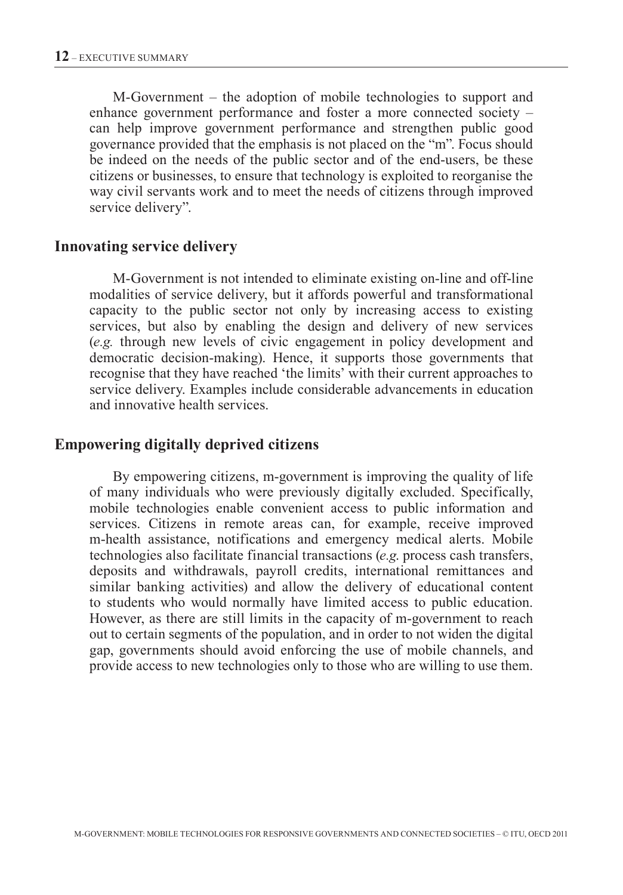M-Government – the adoption of mobile technologies to support and enhance government performance and foster a more connected society – can help improve government performance and strengthen public good governance provided that the emphasis is not placed on the "m". Focus should be indeed on the needs of the public sector and of the end-users, be these citizens or businesses, to ensure that technology is exploited to reorganise the way civil servants work and to meet the needs of citizens through improved service delivery".

## Innovating service delivery

M-Government is not intended to eliminate existing on-line and off-line modalities of service delivery, but it affords powerful and transformational capacity to the public sector not only by increasing access to existing services, but also by enabling the design and delivery of new services (*e.g.* through new levels of civic engagement in policy development and democratic decision-making). Hence, it supports those governments that recognise that they have reached 'the limits' with their current approaches to service delivery. Examples include considerable advancements in education and innovative health services.

## Empowering digitally deprived citizens

By empowering citizens, m-government is improving the quality of life of many individuals who were previously digitally excluded. Specifically, mobile technologies enable convenient access to public information and services. Citizens in remote areas can, for example, receive improved m-health assistance, notifications and emergency medical alerts. Mobile technologies also facilitate financial transactions (*e.g.* process cash transfers, deposits and withdrawals, payroll credits, international remittances and similar banking activities) and allow the delivery of educational content to students who would normally have limited access to public education. However, as there are still limits in the capacity of m-government to reach out to certain segments of the population, and in order to not widen the digital gap, governments should avoid enforcing the use of mobile channels, and provide access to new technologies only to those who are willing to use them.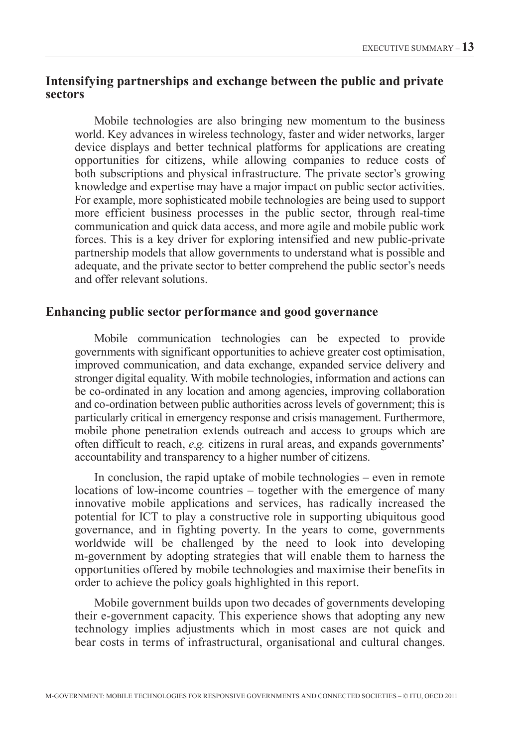## Intensifying partnerships and exchange between the public and private sectors

Mobile technologies are also bringing new momentum to the business world. Key advances in wireless technology, faster and wider networks, larger device displays and better technical platforms for applications are creating opportunities for citizens, while allowing companies to reduce costs of both subscriptions and physical infrastructure. The private sector's growing knowledge and expertise may have a major impact on public sector activities. For example, more sophisticated mobile technologies are being used to support more efficient business processes in the public sector, through real-time communication and quick data access, and more agile and mobile public work forces. This is a key driver for exploring intensified and new public-private partnership models that allow governments to understand what is possible and adequate, and the private sector to better comprehend the public sector's needs and offer relevant solutions.

## Enhancing public sector performance and good governance

Mobile communication technologies can be expected to provide governments with significant opportunities to achieve greater cost optimisation, improved communication, and data exchange, expanded service delivery and stronger digital equality. With mobile technologies, information and actions can be co-ordinated in any location and among agencies, improving collaboration and co-ordination between public authorities across levels of government; this is particularly critical in emergency response and crisis management. Furthermore, mobile phone penetration extends outreach and access to groups which are often difficult to reach, *e.g.* citizens in rural areas, and expands governments' accountability and transparency to a higher number of citizens.

In conclusion, the rapid uptake of mobile technologies – even in remote locations of low-income countries – together with the emergence of many innovative mobile applications and services, has radically increased the potential for ICT to play a constructive role in supporting ubiquitous good governance, and in fighting poverty. In the years to come, governments worldwide will be challenged by the need to look into developing m-government by adopting strategies that will enable them to harness the opportunities offered by mobile technologies and maximise their benefits in order to achieve the policy goals highlighted in this report.

Mobile government builds upon two decades of governments developing their e-government capacity. This experience shows that adopting any new technology implies adjustments which in most cases are not quick and bear costs in terms of infrastructural, organisational and cultural changes.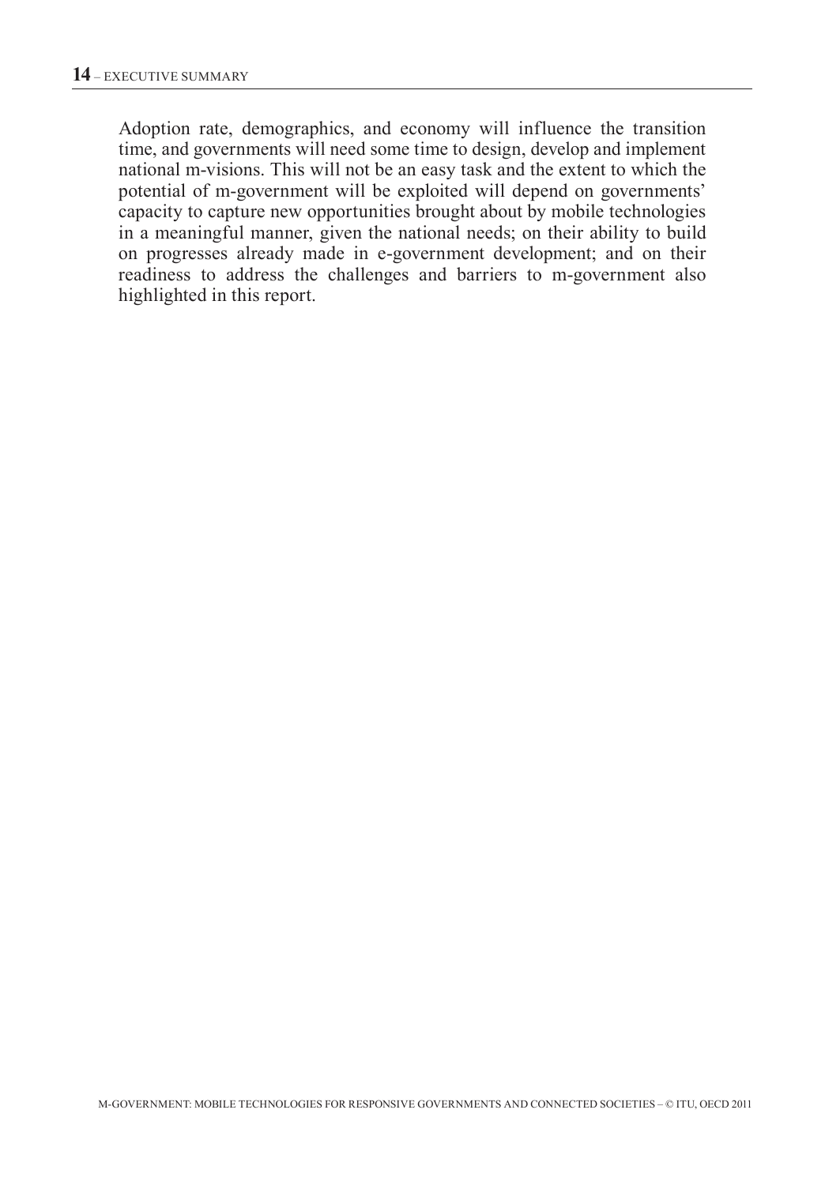Adoption rate, demographics, and economy will influence the transition time, and governments will need some time to design, develop and implement national m-visions. This will not be an easy task and the extent to which the potential of m-government will be exploited will depend on governments' capacity to capture new opportunities brought about by mobile technologies in a meaningful manner, given the national needs; on their ability to build on progresses already made in e-government development; and on their readiness to address the challenges and barriers to m-government also highlighted in this report.